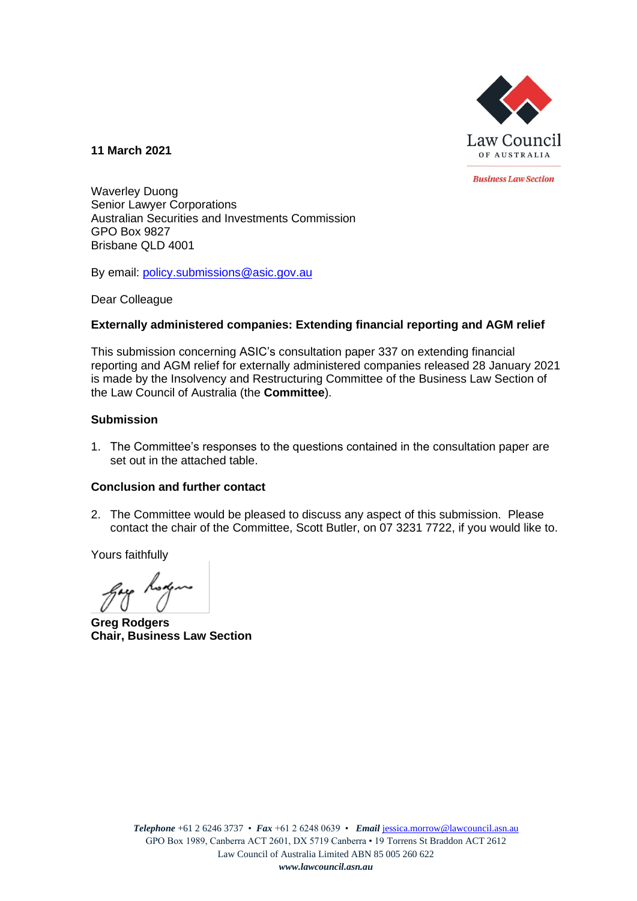Law Council OF AUSTRALIA

*Business Law Section*

**11 March 2021**

Waverley Duong
Senior Lawyer Corporations
Australian Securities and Investments Commission
GPO Box 9827
Brisbane QLD 4001

By email: policy.submissions@asic.gov.au

Dear Colleague

**Externally administered companies: Extending financial reporting and AGM relief**

This submission concerning ASIC's consultation paper 337 on extending financial reporting and AGM relief for externally administered companies released 28 January 2021 is made by the Insolvency and Restructuring Committee of the Business Law Section of the Law Council of Australia (the **Committee**).

## Submission

1. The Committee's responses to the questions contained in the consultation paper are set out in the attached table.

## Conclusion and further contact

2. The Committee would be pleased to discuss any aspect of this submission. Please contact the chair of the Committee, Scott Butler, on 07 3231 7722, if you would like to.

Yours faithfully

**Greg Rodgers**
**Chair, Business Law Section**

***Telephone*** +61 2 6246 3737 • ***Fax*** +61 2 6248 0639 • ***Email*** jessica.morrow@lawcouncil.asn.au
GPO Box 1989, Canberra ACT 2601, DX 5719 Canberra • 19 Torrens St Braddon ACT 2612
Law Council of Australia Limited ABN 85 005 260 622
***www.lawcouncil.asn.au***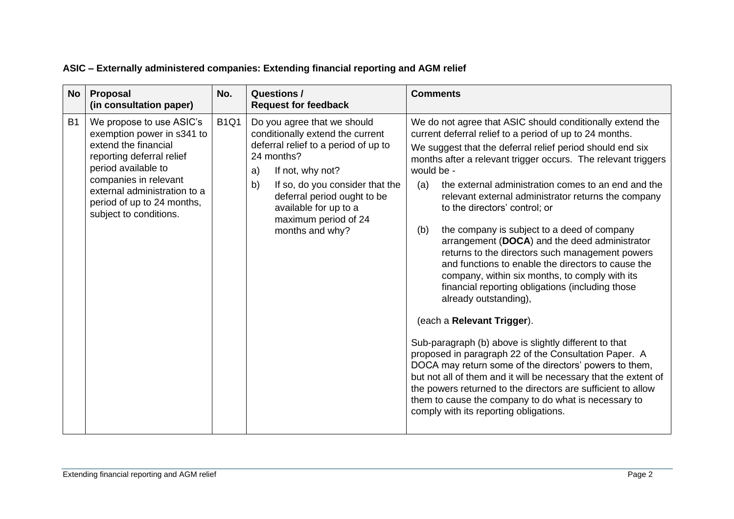**ASIC – Externally administered companies: Extending financial reporting and AGM relief**

| No | Proposal (in consultation paper) | No. | Questions / Request for feedback | Comments |
|---|---|---|---|---|
| B1 | We propose to use ASIC's exemption power in s341 to extend the financial reporting deferral relief period available to companies in relevant external administration to a period of up to 24 months, subject to conditions. | B1Q1 | Do you agree that we should conditionally extend the current deferral relief to a period of up to 24 months?<br>a) If not, why not?<br>b) If so, do you consider that the deferral period ought to be available for up to a maximum period of 24 months and why? | We do not agree that ASIC should conditionally extend the current deferral relief to a period of up to 24 months.<br>We suggest that the deferral relief period should end six months after a relevant trigger occurs. The relevant triggers would be -<br>(a) the external administration comes to an end and the relevant external administrator returns the company to the directors' control; or<br>(b) the company is subject to a deed of company arrangement (**DOCA**) and the deed administrator returns to the directors such management powers and functions to enable the directors to cause the company, within six months, to comply with its financial reporting obligations (including those already outstanding),<br>(each a **Relevant Trigger**).<br>Sub-paragraph (b) above is slightly different to that proposed in paragraph 22 of the Consultation Paper. A DOCA may return some of the directors' powers to them, but not all of them and it will be necessary that the extent of the powers returned to the directors are sufficient to allow them to cause the company to do what is necessary to comply with its reporting obligations. |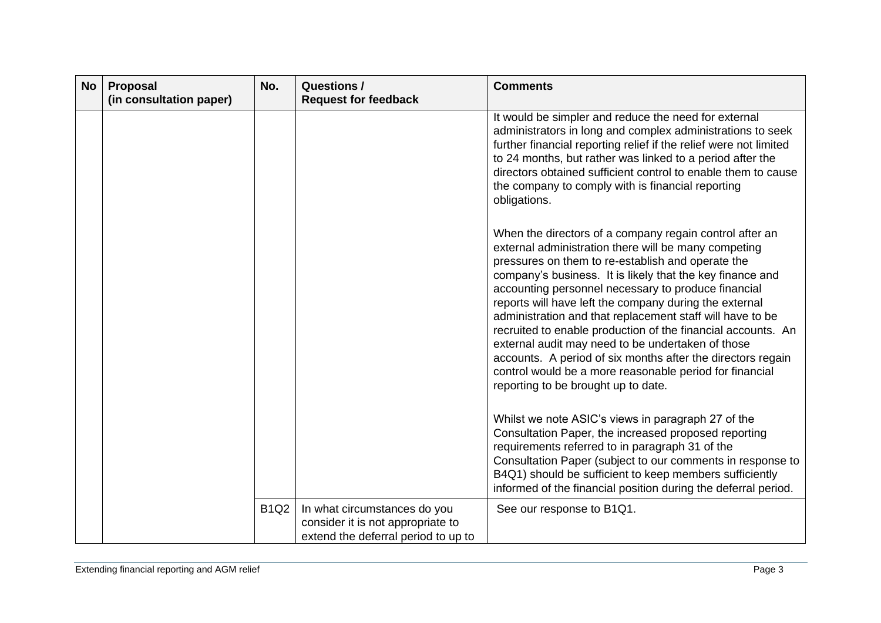| No | Proposal (in consultation paper) | No. | Questions / Request for feedback | Comments |
|---|---|---|---|---|
| | | | | It would be simpler and reduce the need for external administrators in long and complex administrations to seek further financial reporting relief if the relief were not limited to 24 months, but rather was linked to a period after the directors obtained sufficient control to enable them to cause the company to comply with is financial reporting obligations.<br><br>When the directors of a company regain control after an external administration there will be many competing pressures on them to re-establish and operate the company's business. It is likely that the key finance and accounting personnel necessary to produce financial reports will have left the company during the external administration and that replacement staff will have to be recruited to enable production of the financial accounts. An external audit may need to be undertaken of those accounts. A period of six months after the directors regain control would be a more reasonable period for financial reporting to be brought up to date.<br><br>Whilst we note ASIC's views in paragraph 27 of the Consultation Paper, the increased proposed reporting requirements referred to in paragraph 31 of the Consultation Paper (subject to our comments in response to B4Q1) should be sufficient to keep members sufficiently informed of the financial position during the deferral period. |
| | | B1Q2 | In what circumstances do you consider it is not appropriate to extend the deferral period to up to | See our response to B1Q1. |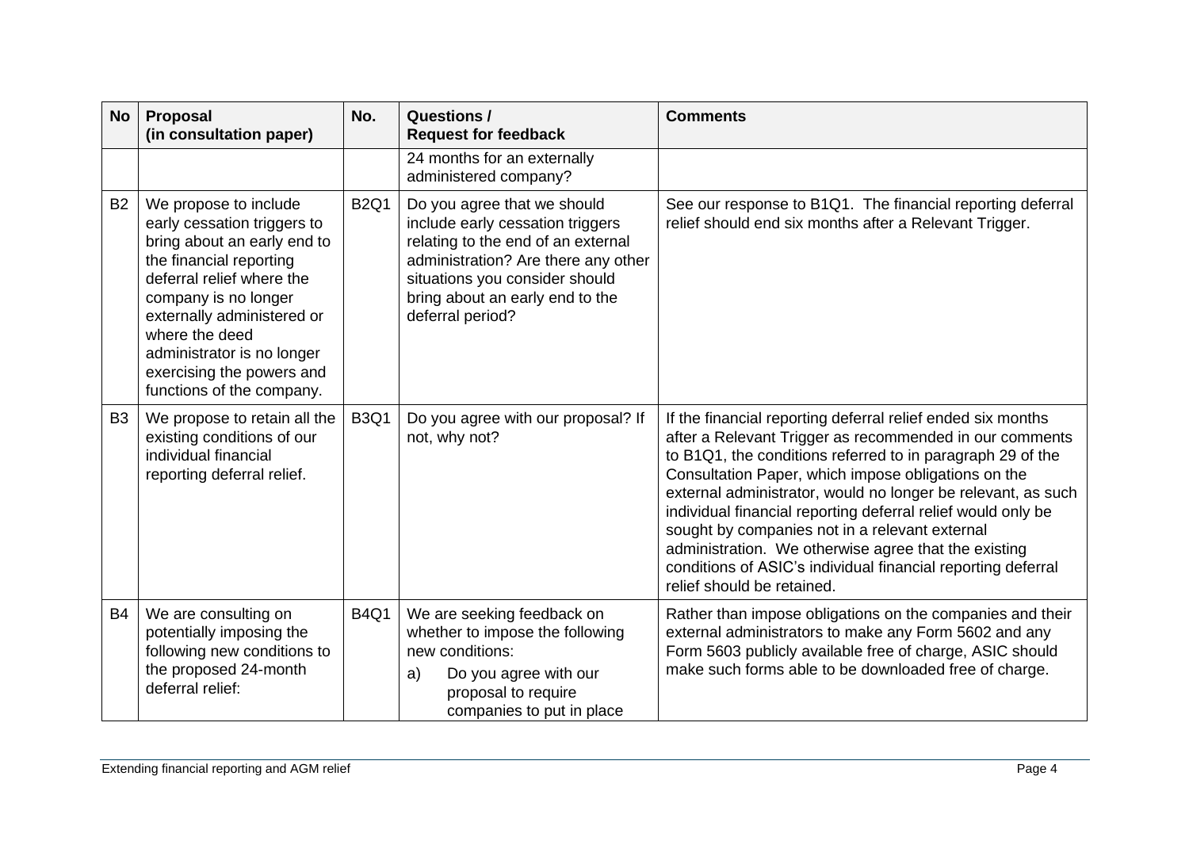| No | Proposal (in consultation paper) | No. | Questions / Request for feedback | Comments |
|---|---|---|---|---|
| | | | 24 months for an externally administered company? | |
| B2 | We propose to include early cessation triggers to bring about an early end to the financial reporting deferral relief where the company is no longer externally administered or where the deed administrator is no longer exercising the powers and functions of the company. | B2Q1 | Do you agree that we should include early cessation triggers relating to the end of an external administration? Are there any other situations you consider should bring about an early end to the deferral period? | See our response to B1Q1. The financial reporting deferral relief should end six months after a Relevant Trigger. |
| B3 | We propose to retain all the existing conditions of our individual financial reporting deferral relief. | B3Q1 | Do you agree with our proposal? If not, why not? | If the financial reporting deferral relief ended six months after a Relevant Trigger as recommended in our comments to B1Q1, the conditions referred to in paragraph 29 of the Consultation Paper, which impose obligations on the external administrator, would no longer be relevant, as such individual financial reporting deferral relief would only be sought by companies not in a relevant external administration. We otherwise agree that the existing conditions of ASIC's individual financial reporting deferral relief should be retained. |
| B4 | We are consulting on potentially imposing the following new conditions to the proposed 24-month deferral relief: | B4Q1 | We are seeking feedback on whether to impose the following new conditions:<br>a) Do you agree with our proposal to require companies to put in place | Rather than impose obligations on the companies and their external administrators to make any Form 5602 and any Form 5603 publicly available free of charge, ASIC should make such forms able to be downloaded free of charge. |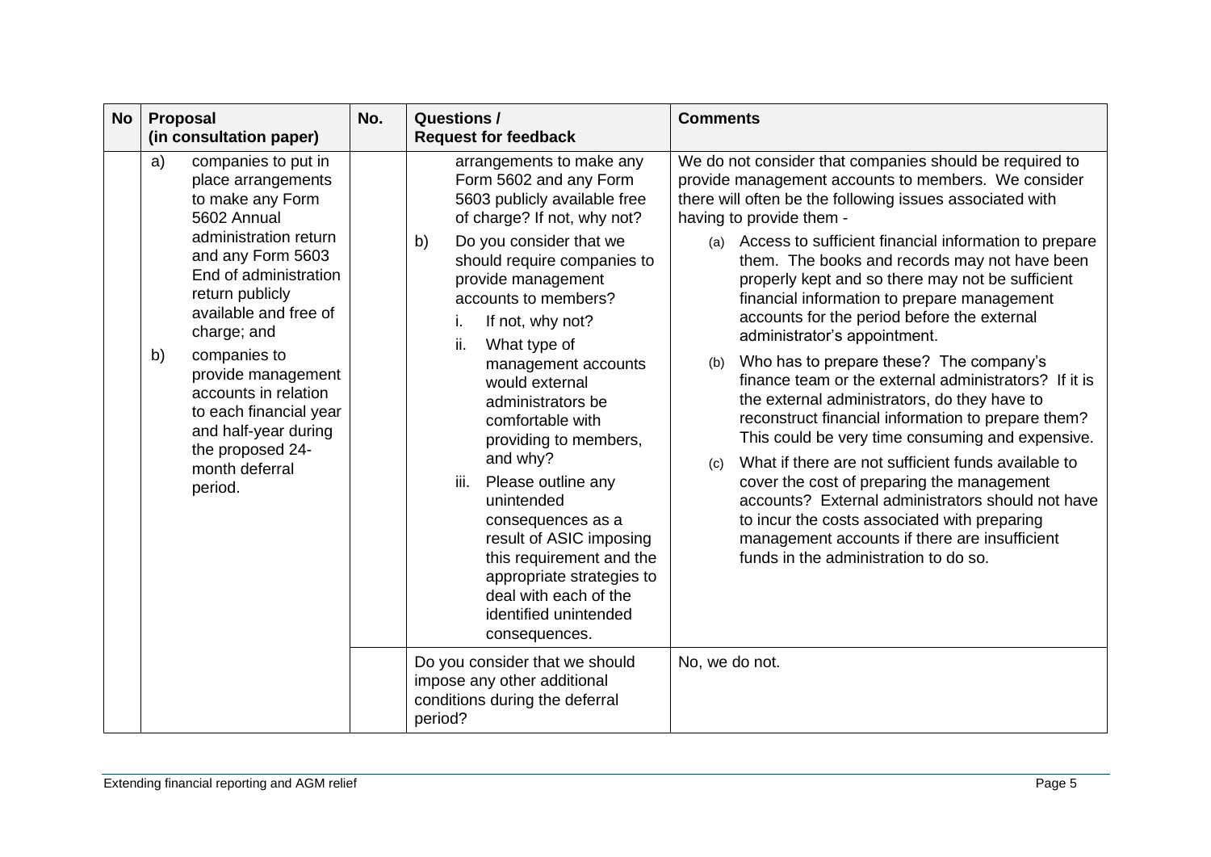| No | Proposal (in consultation paper) | No. | Questions / Request for feedback | Comments |
|---|---|---|---|---|
| | a) companies to put in place arrangements to make any Form 5602 Annual administration return and any Form 5603 End of administration return publicly available and free of charge; and<br>b) companies to provide management accounts in relation to each financial year and half-year during the proposed 24-month deferral period. | | arrangements to make any Form 5602 and any Form 5603 publicly available free of charge? If not, why not?<br>b) Do you consider that we should require companies to provide management accounts to members?<br>i. If not, why not?<br>ii. What type of management accounts would external administrators be comfortable with providing to members, and why?<br>iii. Please outline any unintended consequences as a result of ASIC imposing this requirement and the appropriate strategies to deal with each of the identified unintended consequences. | We do not consider that companies should be required to provide management accounts to members. We consider there will often be the following issues associated with having to provide them -<br>(a) Access to sufficient financial information to prepare them. The books and records may not have been properly kept and so there may not be sufficient financial information to prepare management accounts for the period before the external administrator's appointment.<br>(b) Who has to prepare these? The company's finance team or the external administrators? If it is the external administrators, do they have to reconstruct financial information to prepare them? This could be very time consuming and expensive.<br>(c) What if there are not sufficient funds available to cover the cost of preparing the management accounts? External administrators should not have to incur the costs associated with preparing management accounts if there are insufficient funds in the administration to do so. |
| | | | Do you consider that we should impose any other additional conditions during the deferral period? | No, we do not. |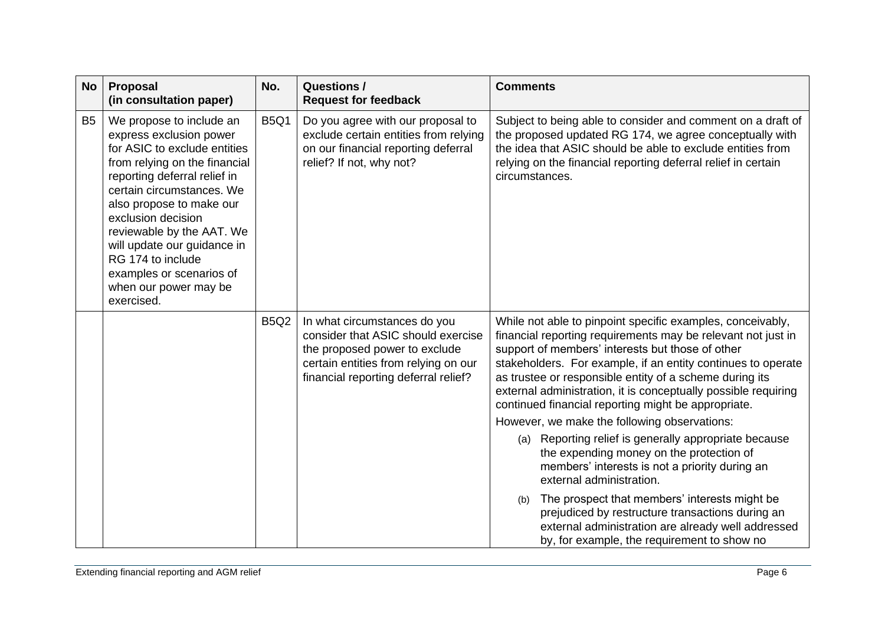| No | Proposal (in consultation paper) | No. | Questions / Request for feedback | Comments |
|---|---|---|---|---|
| B5 | We propose to include an express exclusion power for ASIC to exclude entities from relying on the financial reporting deferral relief in certain circumstances. We also propose to make our exclusion decision reviewable by the AAT. We will update our guidance in RG 174 to include examples or scenarios of when our power may be exercised. | B5Q1 | Do you agree with our proposal to exclude certain entities from relying on our financial reporting deferral relief? If not, why not? | Subject to being able to consider and comment on a draft of the proposed updated RG 174, we agree conceptually with the idea that ASIC should be able to exclude entities from relying on the financial reporting deferral relief in certain circumstances. |
| | | B5Q2 | In what circumstances do you consider that ASIC should exercise the proposed power to exclude certain entities from relying on our financial reporting deferral relief? | While not able to pinpoint specific examples, conceivably, financial reporting requirements may be relevant not just in support of members' interests but those of other stakeholders. For example, if an entity continues to operate as trustee or responsible entity of a scheme during its external administration, it is conceptually possible requiring continued financial reporting might be appropriate.<br><br>However, we make the following observations:<br><br>(a) Reporting relief is generally appropriate because the expending money on the protection of members' interests is not a priority during an external administration.<br><br>(b) The prospect that members' interests might be prejudiced by restructure transactions during an external administration are already well addressed by, for example, the requirement to show no |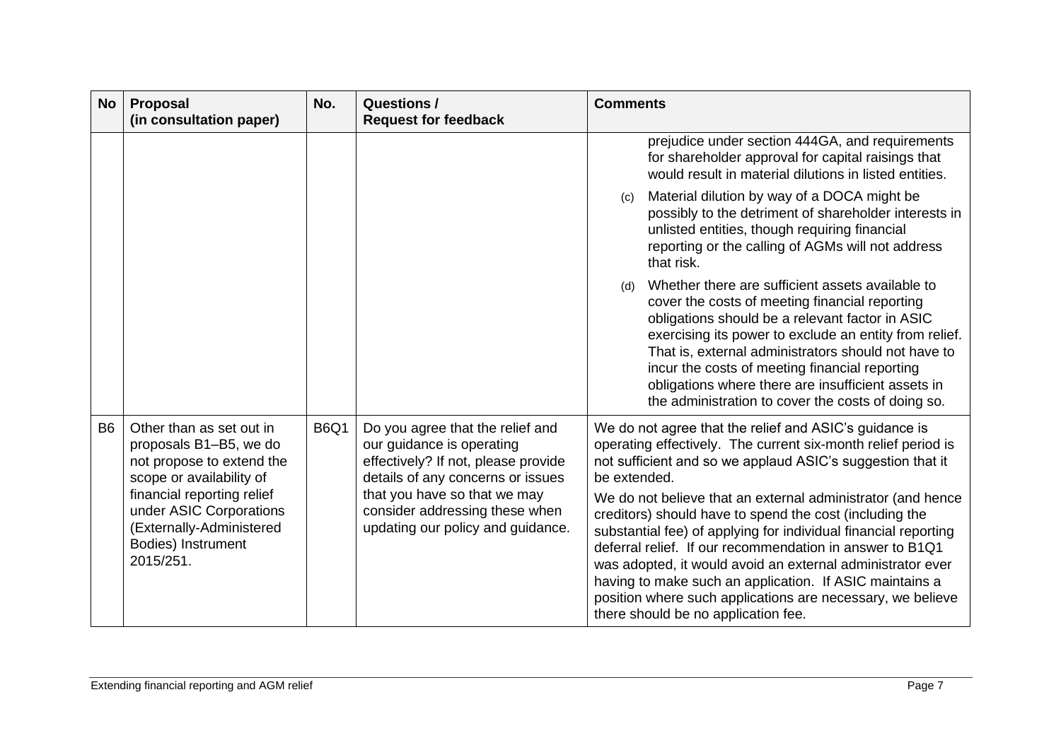| No | Proposal (in consultation paper) | No. | Questions / Request for feedback | Comments |
|---|---|---|---|---|
| | | | | prejudice under section 444GA, and requirements for shareholder approval for capital raisings that would result in material dilutions in listed entities.<br>(c) Material dilution by way of a DOCA might be possibly to the detriment of shareholder interests in unlisted entities, though requiring financial reporting or the calling of AGMs will not address that risk.<br>(d) Whether there are sufficient assets available to cover the costs of meeting financial reporting obligations should be a relevant factor in ASIC exercising its power to exclude an entity from relief. That is, external administrators should not have to incur the costs of meeting financial reporting obligations where there are insufficient assets in the administration to cover the costs of doing so. |
| B6 | Other than as set out in proposals B1–B5, we do not propose to extend the scope or availability of financial reporting relief under ASIC Corporations (Externally-Administered Bodies) Instrument 2015/251. | B6Q1 | Do you agree that the relief and our guidance is operating effectively? If not, please provide details of any concerns or issues that you have so that we may consider addressing these when updating our policy and guidance. | We do not agree that the relief and ASIC's guidance is operating effectively. The current six-month relief period is not sufficient and so we applaud ASIC's suggestion that it be extended.<br>We do not believe that an external administrator (and hence creditors) should have to spend the cost (including the substantial fee) of applying for individual financial reporting deferral relief. If our recommendation in answer to B1Q1 was adopted, it would avoid an external administrator ever having to make such an application. If ASIC maintains a position where such applications are necessary, we believe there should be no application fee. |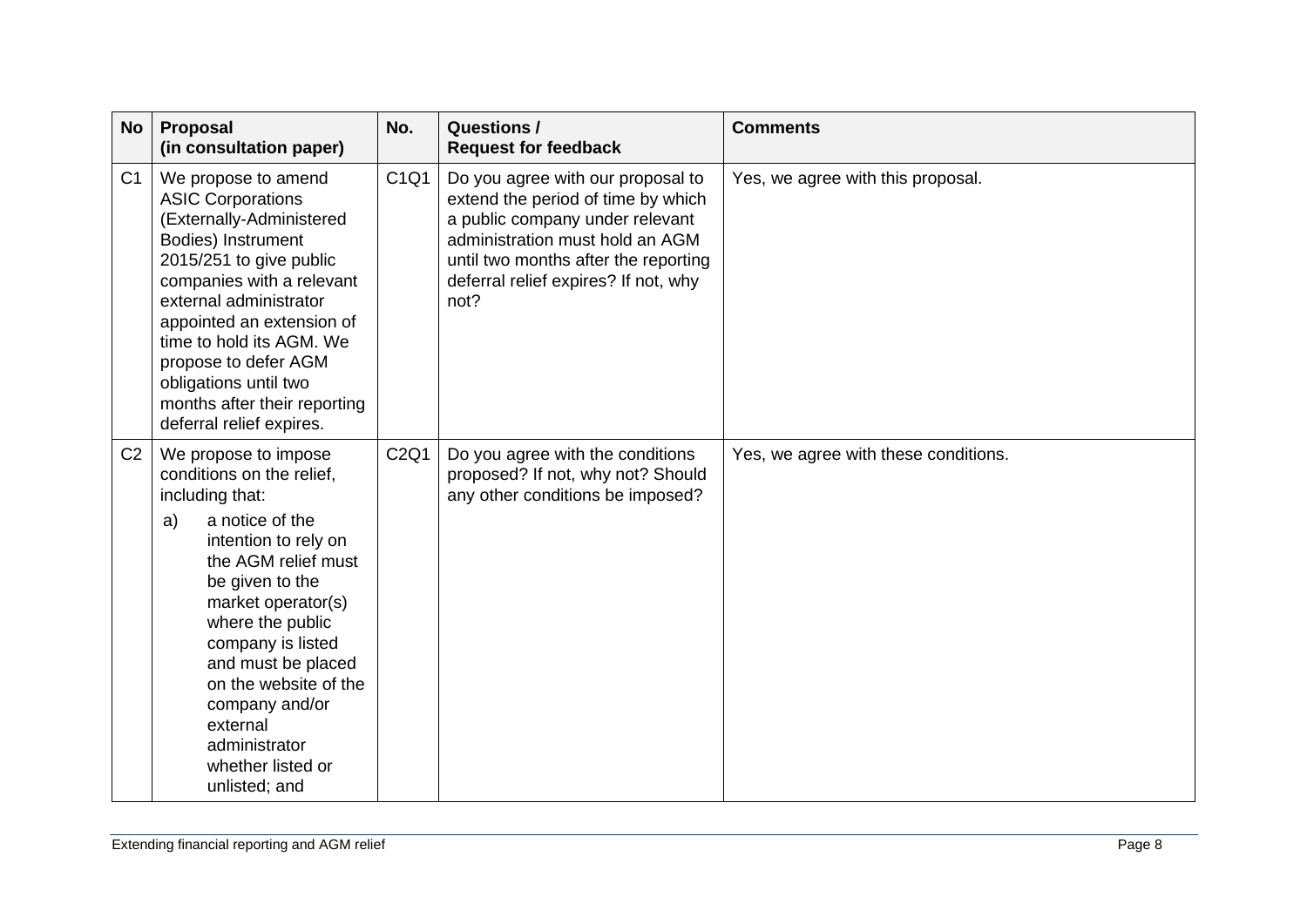| No | Proposal (in consultation paper) | No. | Questions / Request for feedback | Comments |
|---|---|---|---|---|
| C1 | We propose to amend ASIC Corporations (Externally-Administered Bodies) Instrument 2015/251 to give public companies with a relevant external administrator appointed an extension of time to hold its AGM. We propose to defer AGM obligations until two months after their reporting deferral relief expires. | C1Q1 | Do you agree with our proposal to extend the period of time by which a public company under relevant administration must hold an AGM until two months after the reporting deferral relief expires? If not, why not? | Yes, we agree with this proposal. |
| C2 | We propose to impose conditions on the relief, including that: a) a notice of the intention to rely on the AGM relief must be given to the market operator(s) where the public company is listed and must be placed on the website of the company and/or external administrator whether listed or unlisted; and | C2Q1 | Do you agree with the conditions proposed? If not, why not? Should any other conditions be imposed? | Yes, we agree with these conditions. |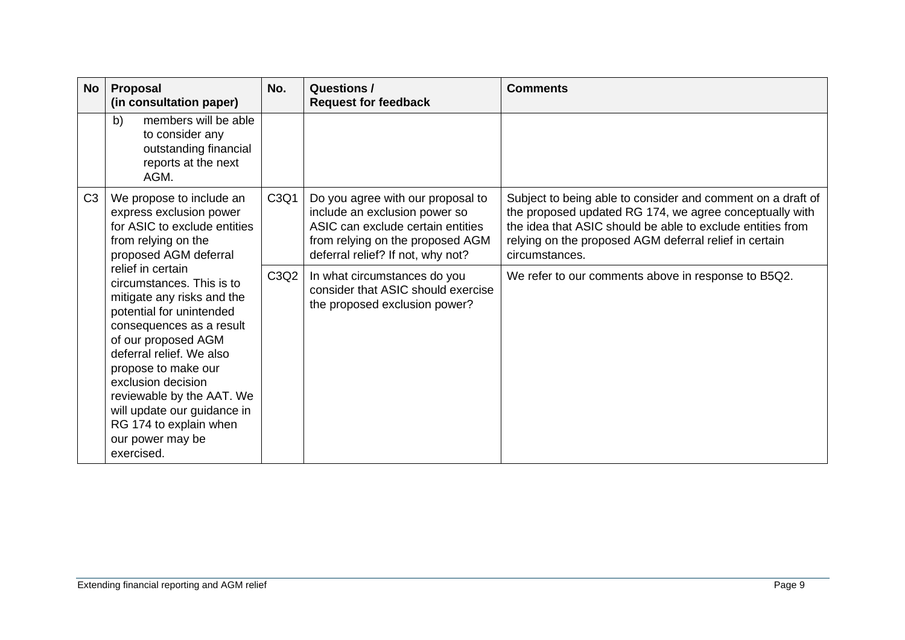| No | Proposal (in consultation paper) | No. | Questions / Request for feedback | Comments |
|---|---|---|---|---|
| | b) members will be able to consider any outstanding financial reports at the next AGM. | | | |
| C3 | We propose to include an express exclusion power for ASIC to exclude entities from relying on the proposed AGM deferral relief in certain circumstances. This is to mitigate any risks and the potential for unintended consequences as a result of our proposed AGM deferral relief. We also propose to make our exclusion decision reviewable by the AAT. We will update our guidance in RG 174 to explain when our power may be exercised. | C3Q1 | Do you agree with our proposal to include an exclusion power so ASIC can exclude certain entities from relying on the proposed AGM deferral relief? If not, why not? | Subject to being able to consider and comment on a draft of the proposed updated RG 174, we agree conceptually with the idea that ASIC should be able to exclude entities from relying on the proposed AGM deferral relief in certain circumstances. |
| | | C3Q2 | In what circumstances do you consider that ASIC should exercise the proposed exclusion power? | We refer to our comments above in response to B5Q2. |